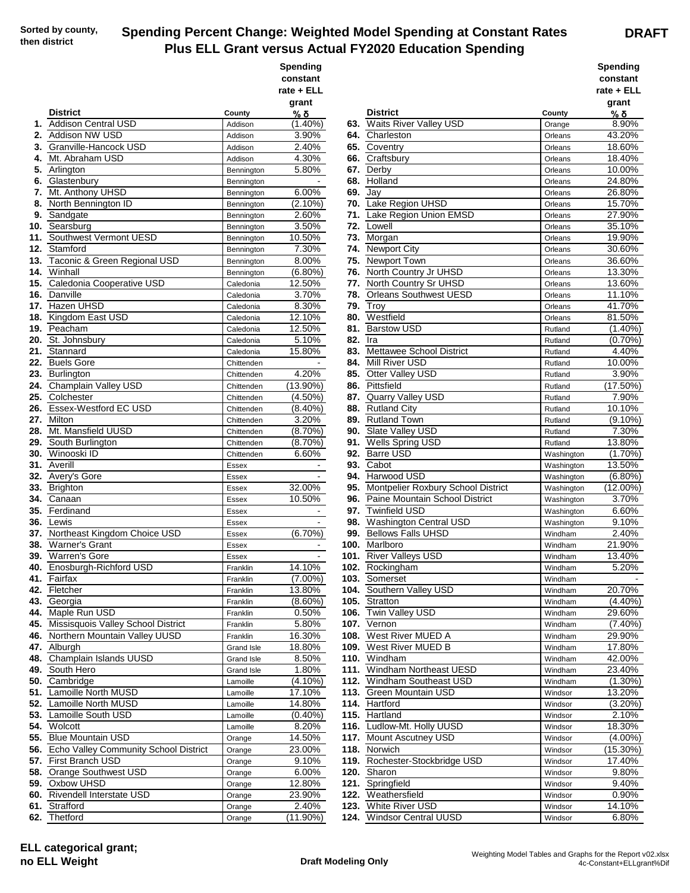Sorted by county, then district

# Spending Percent Change: Weighted Model Spending at Constant Rates Plus ELL Grant versus Actual FY2020 Education Spending

**DRAFT**

| | District | County | Spending constant rate + ELL grant % δ |
|---|---|---|---|
| 1. | Addison Central USD | Addison | (1.40%) |
| 2. | Addison NW USD | Addison | 3.90% |
| 3. | Granville-Hancock USD | Addison | 2.40% |
| 4. | Mt. Abraham USD | Addison | 4.30% |
| 5. | Arlington | Bennington | 5.80% |
| 6. | Glastenbury | Bennington | - |
| 7. | Mt. Anthony UHSD | Bennington | 6.00% |
| 8. | North Bennington ID | Bennington | (2.10%) |
| 9. | Sandgate | Bennington | 2.60% |
| 10. | Searsburg | Bennington | 3.50% |
| 11. | Southwest Vermont UESD | Bennington | 10.50% |
| 12. | Stamford | Bennington | 7.30% |
| 13. | Taconic & Green Regional USD | Bennington | 8.00% |
| 14. | Winhall | Bennington | (6.80%) |
| 15. | Caledonia Cooperative USD | Caledonia | 12.50% |
| 16. | Danville | Caledonia | 3.70% |
| 17. | Hazen UHSD | Caledonia | 8.30% |
| 18. | Kingdom East USD | Caledonia | 12.10% |
| 19. | Peacham | Caledonia | 12.50% |
| 20. | St. Johnsbury | Caledonia | 5.10% |
| 21. | Stannard | Caledonia | 15.80% |
| 22. | Buels Gore | Chittenden | - |
| 23. | Burlington | Chittenden | 4.20% |
| 24. | Champlain Valley USD | Chittenden | (13.90%) |
| 25. | Colchester | Chittenden | (4.50%) |
| 26. | Essex-Westford EC USD | Chittenden | (8.40%) |
| 27. | Milton | Chittenden | 3.20% |
| 28. | Mt. Mansfield UUSD | Chittenden | (8.70%) |
| 29. | South Burlington | Chittenden | (8.70%) |
| 30. | Winooski ID | Chittenden | 6.60% |
| 31. | Averill | Essex | - |
| 32. | Avery's Gore | Essex | - |
| 33. | Brighton | Essex | 32.00% |
| 34. | Canaan | Essex | 10.50% |
| 35. | Ferdinand | Essex | - |
| 36. | Lewis | Essex | - |
| 37. | Northeast Kingdom Choice USD | Essex | (6.70%) |
| 38. | Warner's Grant | Essex | - |
| 39. | Warren's Gore | Essex | - |
| 40. | Enosburgh-Richford USD | Franklin | 14.10% |
| 41. | Fairfax | Franklin | (7.00%) |
| 42. | Fletcher | Franklin | 13.80% |
| 43. | Georgia | Franklin | (8.60%) |
| 44. | Maple Run USD | Franklin | 0.50% |
| 45. | Missisquois Valley School District | Franklin | 5.80% |
| 46. | Northern Mountain Valley UUSD | Franklin | 16.30% |
| 47. | Alburgh | Grand Isle | 18.80% |
| 48. | Champlain Islands UUSD | Grand Isle | 8.50% |
| 49. | South Hero | Grand Isle | 1.80% |
| 50. | Cambridge | Lamoille | (4.10%) |
| 51. | Lamoille North MUSD | Lamoille | 17.10% |
| 52. | Lamoille North MUSD | Lamoille | 14.80% |
| 53. | Lamoille South USD | Lamoille | (0.40%) |
| 54. | Wolcott | Lamoille | 8.20% |
| 55. | Blue Mountain USD | Orange | 14.50% |
| 56. | Echo Valley Community School District | Orange | 23.00% |
| 57. | First Branch USD | Orange | 9.10% |
| 58. | Orange Southwest USD | Orange | 6.00% |
| 59. | Oxbow UHSD | Orange | 12.80% |
| 60. | Rivendell Interstate USD | Orange | 23.90% |
| 61. | Strafford | Orange | 2.40% |
| 62. | Thetford | Orange | (11.90%) |
| 63. | Waits River Valley USD | Orange | 8.90% |
| 64. | Charleston | Orleans | 43.20% |
| 65. | Coventry | Orleans | 18.60% |
| 66. | Craftsbury | Orleans | 18.40% |
| 67. | Derby | Orleans | 10.00% |
| 68. | Holland | Orleans | 24.80% |
| 69. | Jay | Orleans | 26.80% |
| 70. | Lake Region UHSD | Orleans | 15.70% |
| 71. | Lake Region Union EMSD | Orleans | 27.90% |
| 72. | Lowell | Orleans | 35.10% |
| 73. | Morgan | Orleans | 19.90% |
| 74. | Newport City | Orleans | 30.60% |
| 75. | Newport Town | Orleans | 36.60% |
| 76. | North Country Jr UHSD | Orleans | 13.30% |
| 77. | North Country Sr UHSD | Orleans | 13.60% |
| 78. | Orleans Southwest UESD | Orleans | 11.10% |
| 79. | Troy | Orleans | 41.70% |
| 80. | Westfield | Orleans | 81.50% |
| 81. | Barstow USD | Rutland | (1.40%) |
| 82. | Ira | Rutland | (0.70%) |
| 83. | Mettawee School District | Rutland | 4.40% |
| 84. | Mill River USD | Rutland | 10.00% |
| 85. | Otter Valley USD | Rutland | 3.90% |
| 86. | Pittsfield | Rutland | (17.50%) |
| 87. | Quarry Valley USD | Rutland | 7.90% |
| 88. | Rutland City | Rutland | 10.10% |
| 89. | Rutland Town | Rutland | (9.10%) |
| 90. | Slate Valley USD | Rutland | 7.30% |
| 91. | Wells Spring USD | Rutland | 13.80% |
| 92. | Barre USD | Washington | (1.70%) |
| 93. | Cabot | Washington | 13.50% |
| 94. | Harwood USD | Washington | (6.80%) |
| 95. | Montpelier Roxbury School District | Washington | (12.00%) |
| 96. | Paine Mountain School District | Washington | 3.70% |
| 97. | Twinfield USD | Washington | 6.60% |
| 98. | Washington Central USD | Washington | 9.10% |
| 99. | Bellows Falls UHSD | Windham | 2.40% |
| 100. | Marlboro | Windham | 21.90% |
| 101. | River Valleys USD | Windham | 13.40% |
| 102. | Rockingham | Windham | 5.20% |
| 103. | Somerset | Windham | - |
| 104. | Southern Valley USD | Windham | 20.70% |
| 105. | Stratton | Windham | (4.40%) |
| 106. | Twin Valley USD | Windham | 29.60% |
| 107. | Vernon | Windham | (7.40%) |
| 108. | West River MUED A | Windham | 29.90% |
| 109. | West River MUED B | Windham | 17.80% |
| 110. | Windham | Windham | 42.00% |
| 111. | Windham Northeast UESD | Windham | 23.40% |
| 112. | Windham Southeast USD | Windham | (1.30%) |
| 113. | Green Mountain USD | Windsor | 13.20% |
| 114. | Hartford | Windsor | (3.20%) |
| 115. | Hartland | Windsor | 2.10% |
| 116. | Ludlow-Mt. Holly UUSD | Windsor | 18.30% |
| 117. | Mount Ascutney USD | Windsor | (4.00%) |
| 118. | Norwich | Windsor | (15.30%) |
| 119. | Rochester-Stockbridge USD | Windsor | 17.40% |
| 120. | Sharon | Windsor | 9.80% |
| 121. | Springfield | Windsor | 9.40% |
| 122. | Weathersfield | Windsor | 0.90% |
| 123. | White River USD | Windsor | 14.10% |
| 124. | Windsor Central UUSD | Windsor | 6.80% |

**ELL categorical grant; no ELL Weight**

**Draft Modeling Only**

Weighting Model Tables and Graphs for the Report v02.xlsx
4c-Constant+ELLgrant%Dif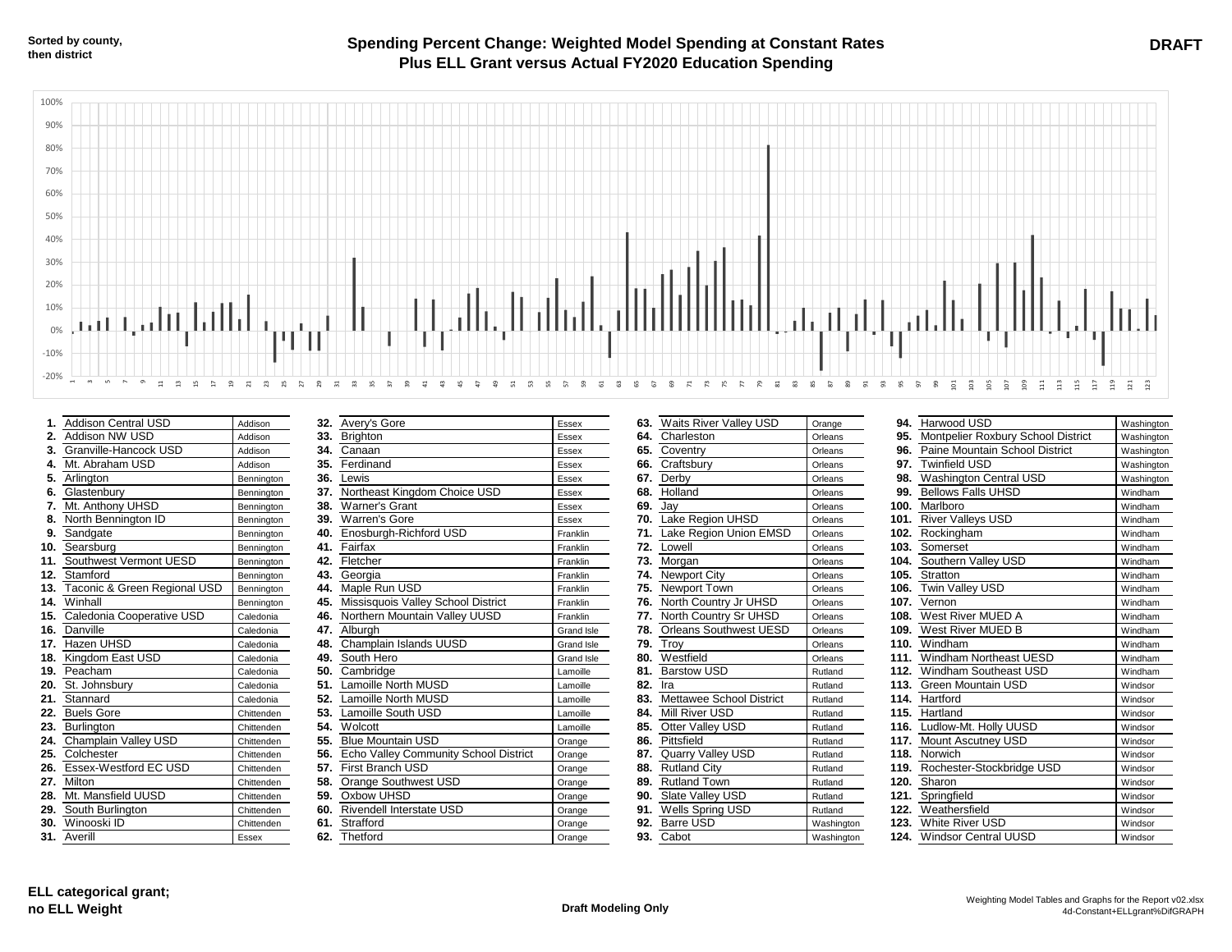Sorted by county, then district

# Spending Percent Change: Weighted Model Spending at Constant Rates Plus ELL Grant versus Actual FY2020 Education Spending

**DRAFT**

100%
90%
80%
70%
60%
50%
40%
30%
20%
10%
0%
-10%
-20%

1 3 5 7 9 11 13 15 17 19 21 23 25 27 29 31 33 35 37 39 41 43 45 47 49 51 53 55 57 59 61 63 65 67 69 71 73 75 77 79 81 83 85 87 89 91 93 95 97 99 101 103 105 107 109 111 113 115 117 119 121 123

| | | |
|---|---|---|
| 1. | Addison Central USD | Addison |
| 2. | Addison NW USD | Addison |
| 3. | Granville-Hancock USD | Addison |
| 4. | Mt. Abraham USD | Addison |
| 5. | Arlington | Bennington |
| 6. | Glastenbury | Bennington |
| 7. | Mt. Anthony UHSD | Bennington |
| 8. | North Bennington ID | Bennington |
| 9. | Sandgate | Bennington |
| 10. | Searsburg | Bennington |
| 11. | Southwest Vermont UESD | Bennington |
| 12. | Stamford | Bennington |
| 13. | Taconic & Green Regional USD | Bennington |
| 14. | Winhall | Bennington |
| 15. | Caledonia Cooperative USD | Caledonia |
| 16. | Danville | Caledonia |
| 17. | Hazen UHSD | Caledonia |
| 18. | Kingdom East USD | Caledonia |
| 19. | Peacham | Caledonia |
| 20. | St. Johnsbury | Caledonia |
| 21. | Stannard | Caledonia |
| 22. | Buels Gore | Chittenden |
| 23. | Burlington | Chittenden |
| 24. | Champlain Valley USD | Chittenden |
| 25. | Colchester | Chittenden |
| 26. | Essex-Westford EC USD | Chittenden |
| 27. | Milton | Chittenden |
| 28. | Mt. Mansfield UUSD | Chittenden |
| 29. | South Burlington | Chittenden |
| 30. | Winooski ID | Chittenden |
| 31. | Averill | Essex |
| 32. | Avery's Gore | Essex |
| 33. | Brighton | Essex |
| 34. | Canaan | Essex |
| 35. | Ferdinand | Essex |
| 36. | Lewis | Essex |
| 37. | Northeast Kingdom Choice USD | Essex |
| 38. | Warner's Grant | Essex |
| 39. | Warren's Gore | Essex |
| 40. | Enosburgh-Richford USD | Franklin |
| 41. | Fairfax | Franklin |
| 42. | Fletcher | Franklin |
| 43. | Georgia | Franklin |
| 44. | Maple Run USD | Franklin |
| 45. | Missisquois Valley School District | Franklin |
| 46. | Northern Mountain Valley UUSD | Franklin |
| 47. | Alburgh | Grand Isle |
| 48. | Champlain Islands UUSD | Grand Isle |
| 49. | South Hero | Grand Isle |
| 50. | Cambridge | Lamoille |
| 51. | Lamoille North MUSD | Lamoille |
| 52. | Lamoille North MUSD | Lamoille |
| 53. | Lamoille South USD | Lamoille |
| 54. | Wolcott | Lamoille |
| 55. | Blue Mountain USD | Orange |
| 56. | Echo Valley Community School District | Orange |
| 57. | First Branch USD | Orange |
| 58. | Orange Southwest USD | Orange |
| 59. | Oxbow UHSD | Orange |
| 60. | Rivendell Interstate USD | Orange |
| 61. | Strafford | Orange |
| 62. | Thetford | Orange |
| 63. | Waits River Valley USD | Orange |
| 64. | Charleston | Orleans |
| 65. | Coventry | Orleans |
| 66. | Craftsbury | Orleans |
| 67. | Derby | Orleans |
| 68. | Holland | Orleans |
| 69. | Jay | Orleans |
| 70. | Lake Region UHSD | Orleans |
| 71. | Lake Region Union EMSD | Orleans |
| 72. | Lowell | Orleans |
| 73. | Morgan | Orleans |
| 74. | Newport City | Orleans |
| 75. | Newport Town | Orleans |
| 76. | North Country Jr UHSD | Orleans |
| 77. | North Country Sr UHSD | Orleans |
| 78. | Orleans Southwest UESD | Orleans |
| 79. | Troy | Orleans |
| 80. | Westfield | Orleans |
| 81. | Barstow USD | Rutland |
| 82. | Ira | Rutland |
| 83. | Mettawee School District | Rutland |
| 84. | Mill River USD | Rutland |
| 85. | Otter Valley USD | Rutland |
| 86. | Pittsfield | Rutland |
| 87. | Quarry Valley USD | Rutland |
| 88. | Rutland City | Rutland |
| 89. | Rutland Town | Rutland |
| 90. | Slate Valley USD | Rutland |
| 91. | Wells Spring USD | Rutland |
| 92. | Barre USD | Washington |
| 93. | Cabot | Washington |
| 94. | Harwood USD | Washington |
| 95. | Montpelier Roxbury School District | Washington |
| 96. | Paine Mountain School District | Washington |
| 97. | Twinfield USD | Washington |
| 98. | Washington Central USD | Washington |
| 99. | Bellows Falls UHSD | Windham |
| 100. | Marlboro | Windham |
| 101. | River Valleys USD | Windham |
| 102. | Rockingham | Windham |
| 103. | Somerset | Windham |
| 104. | Southern Valley USD | Windham |
| 105. | Stratton | Windham |
| 106. | Twin Valley USD | Windham |
| 107. | Vernon | Windham |
| 108. | West River MUED A | Windham |
| 109. | West River MUED B | Windham |
| 110. | Windham | Windham |
| 111. | Windham Northeast UESD | Windham |
| 112. | Windham Southeast USD | Windham |
| 113. | Green Mountain USD | Windsor |
| 114. | Hartford | Windsor |
| 115. | Hartland | Windsor |
| 116. | Ludlow-Mt. Holly UUSD | Windsor |
| 117. | Mount Ascutney USD | Windsor |
| 118. | Norwich | Windsor |
| 119. | Rochester-Stockbridge USD | Windsor |
| 120. | Sharon | Windsor |
| 121. | Springfield | Windsor |
| 122. | Weathersfield | Windsor |
| 123. | White River USD | Windsor |
| 124. | Windsor Central UUSD | Windsor |

**ELL categorical grant; no ELL Weight**

**Draft Modeling Only**

Weighting Model Tables and Graphs for the Report v02.xlsx
4d-Constant+ELLgrant%DifGRAPH